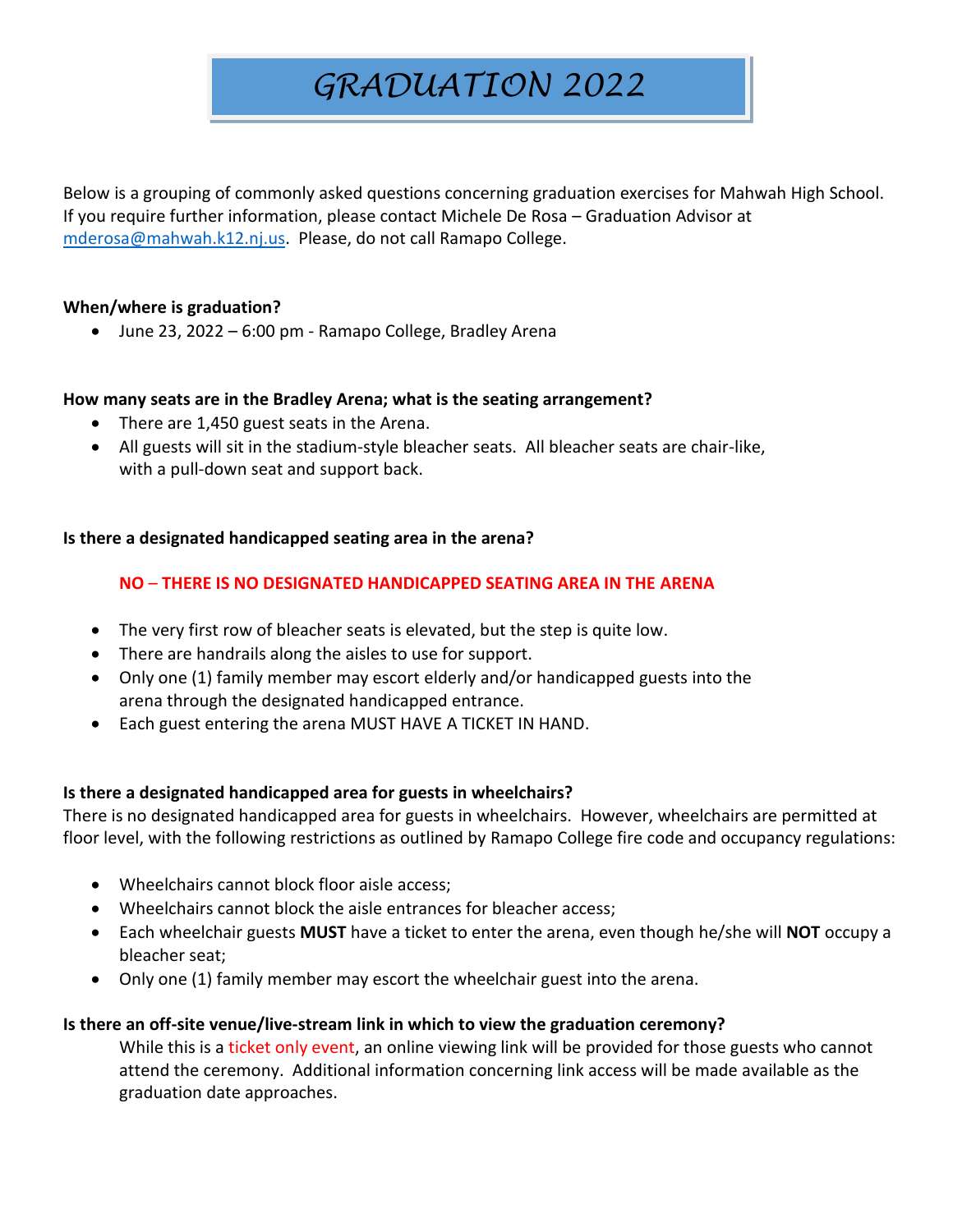# GRADUATION 2022

Below is a grouping of commonly asked questions concerning graduation exercises for Mahwah High School. If you require further information, please contact Michele De Rosa – Graduation Advisor at [mderosa@mahwah.k12.nj.us](mailto:mderosa@mahwah.k12.nj.us). Please, do not call Ramapo College.

**When/where is graduation?**

- June 23, 2022 – 6:00 pm - Ramapo College, Bradley Arena

**How many seats are in the Bradley Arena; what is the seating arrangement?**

- There are 1,450 guest seats in the Arena.
- All guests will sit in the stadium-style bleacher seats. All bleacher seats are chair-like, with a pull-down seat and support back.

**Is there a designated handicapped seating area in the arena?**

**NO – THERE IS NO DESIGNATED HANDICAPPED SEATING AREA IN THE ARENA**

- The very first row of bleacher seats is elevated, but the step is quite low.
- There are handrails along the aisles to use for support.
- Only one (1) family member may escort elderly and/or handicapped guests into the arena through the designated handicapped entrance.
- Each guest entering the arena MUST HAVE A TICKET IN HAND.

**Is there a designated handicapped area for guests in wheelchairs?**

There is no designated handicapped area for guests in wheelchairs. However, wheelchairs are permitted at floor level, with the following restrictions as outlined by Ramapo College fire code and occupancy regulations:

- Wheelchairs cannot block floor aisle access;
- Wheelchairs cannot block the aisle entrances for bleacher access;
- Each wheelchair guests **MUST** have a ticket to enter the arena, even though he/she will **NOT** occupy a bleacher seat;
- Only one (1) family member may escort the wheelchair guest into the arena.

**Is there an off-site venue/live-stream link in which to view the graduation ceremony?**

While this is a ticket only event, an online viewing link will be provided for those guests who cannot attend the ceremony. Additional information concerning link access will be made available as the graduation date approaches.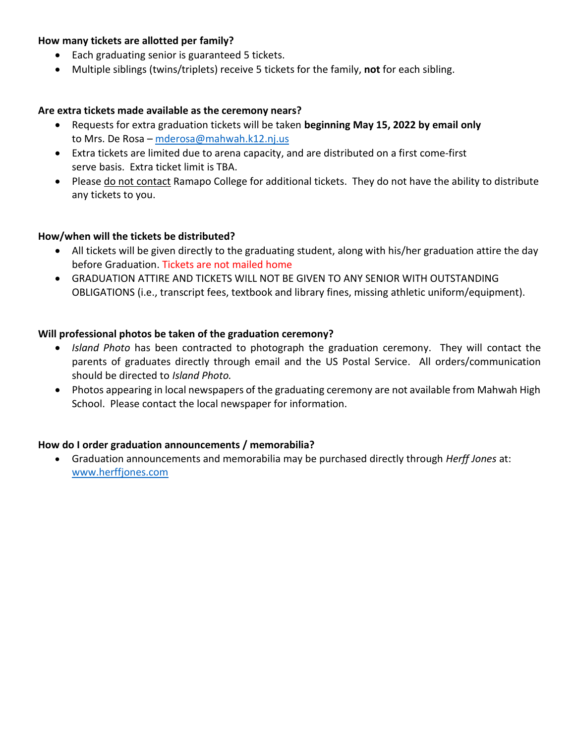**How many tickets are allotted per family?**

- Each graduating senior is guaranteed 5 tickets.
- Multiple siblings (twins/triplets) receive 5 tickets for the family, **not** for each sibling.

**Are extra tickets made available as the ceremony nears?**

- Requests for extra graduation tickets will be taken **beginning May 15, 2022 by email only** to Mrs. De Rosa – [mderosa@mahwah.k12.nj.us](mailto:mderosa@mahwah.k12.nj.us)
- Extra tickets are limited due to arena capacity, and are distributed on a first come-first serve basis. Extra ticket limit is TBA.
- Please do not contact Ramapo College for additional tickets. They do not have the ability to distribute any tickets to you.

**How/when will the tickets be distributed?**

- All tickets will be given directly to the graduating student, along with his/her graduation attire the day before Graduation. Tickets are not mailed home
- GRADUATION ATTIRE AND TICKETS WILL NOT BE GIVEN TO ANY SENIOR WITH OUTSTANDING OBLIGATIONS (i.e., transcript fees, textbook and library fines, missing athletic uniform/equipment).

**Will professional photos be taken of the graduation ceremony?**

- *Island Photo* has been contracted to photograph the graduation ceremony. They will contact the parents of graduates directly through email and the US Postal Service. All orders/communication should be directed to *Island Photo.*
- Photos appearing in local newspapers of the graduating ceremony are not available from Mahwah High School. Please contact the local newspaper for information.

**How do I order graduation announcements / memorabilia?**

- Graduation announcements and memorabilia may be purchased directly through *Herff Jones* at: [www.herffjones.com](http://www.herffjones.com)